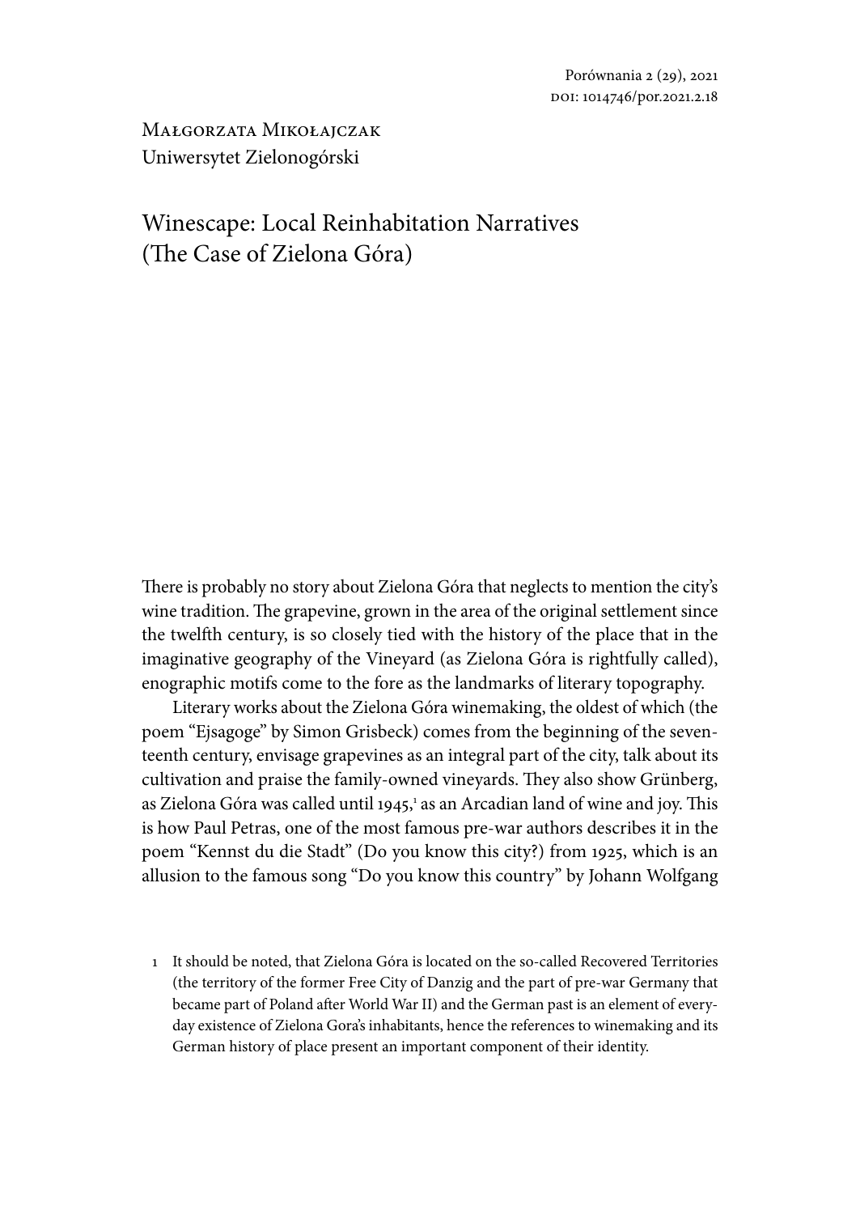Małgorzata Mikołajczak
Uniwersytet Zielonogórski

# Winescape: Local Reinhabitation Narratives (The Case of Zielona Góra)

There is probably no story about Zielona Góra that neglects to mention the city's wine tradition. The grapevine, grown in the area of the original settlement since the twelfth century, is so closely tied with the history of the place that in the imaginative geography of the Vineyard (as Zielona Góra is rightfully called), enographic motifs come to the fore as the landmarks of literary topography.

Literary works about the Zielona Góra winemaking, the oldest of which (the poem "Ejsagoge" by Simon Grisbeck) comes from the beginning of the seventeenth century, envisage grapevines as an integral part of the city, talk about its cultivation and praise the family-owned vineyards. They also show Grünberg, as Zielona Góra was called until 1945,[1] as an Arcadian land of wine and joy. This is how Paul Petras, one of the most famous pre-war authors describes it in the poem "Kennst du die Stadt" (Do you know this city?) from 1925, which is an allusion to the famous song "Do you know this country" by Johann Wolfgang

1 It should be noted, that Zielona Góra is located on the so-called Recovered Territories (the territory of the former Free City of Danzig and the part of pre-war Germany that became part of Poland after World War II) and the German past is an element of everyday existence of Zielona Gora's inhabitants, hence the references to winemaking and its German history of place present an important component of their identity.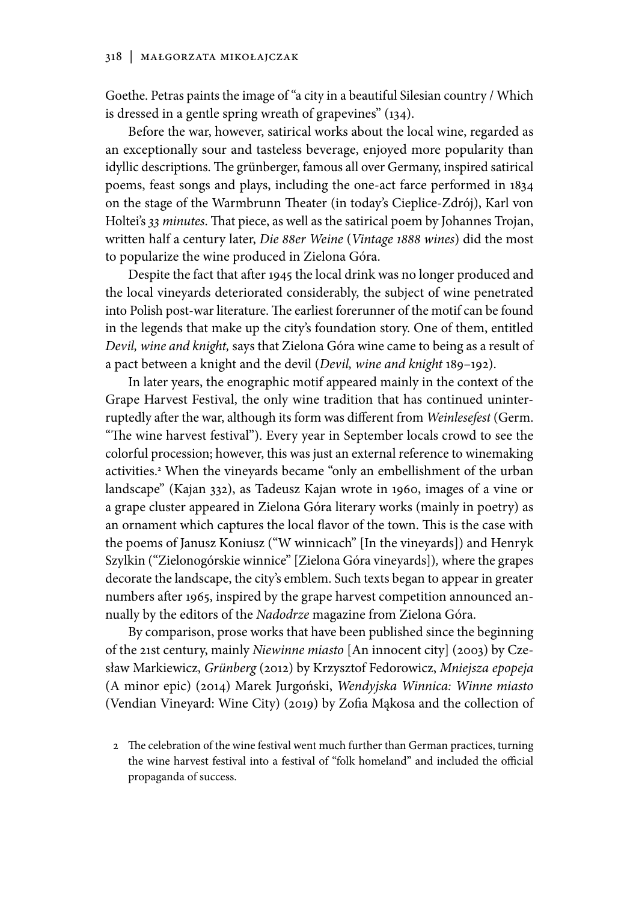Goethe. Petras paints the image of "a city in a beautiful Silesian country / Which is dressed in a gentle spring wreath of grapevines" (134).

Before the war, however, satirical works about the local wine, regarded as an exceptionally sour and tasteless beverage, enjoyed more popularity than idyllic descriptions. The grünberger, famous all over Germany, inspired satirical poems, feast songs and plays, including the one-act farce performed in 1834 on the stage of the Warmbrunn Theater (in today's Cieplice-Zdrój), Karl von Holtei's *33 minutes*. That piece, as well as the satirical poem by Johannes Trojan, written half a century later, *Die 88er Weine* (*Vintage 1888 wines*) did the most to popularize the wine produced in Zielona Góra.

Despite the fact that after 1945 the local drink was no longer produced and the local vineyards deteriorated considerably, the subject of wine penetrated into Polish post-war literature. The earliest forerunner of the motif can be found in the legends that make up the city's foundation story. One of them, entitled *Devil, wine and knight,* says that Zielona Góra wine came to being as a result of a pact between a knight and the devil (*Devil, wine and knight* 189–192).

In later years, the enographic motif appeared mainly in the context of the Grape Harvest Festival, the only wine tradition that has continued uninterruptedly after the war, although its form was different from *Weinlesefest* (Germ. "The wine harvest festival"). Every year in September locals crowd to see the colorful procession; however, this was just an external reference to winemaking activities.[2] When the vineyards became "only an embellishment of the urban landscape" (Kajan 332), as Tadeusz Kajan wrote in 1960, images of a vine or a grape cluster appeared in Zielona Góra literary works (mainly in poetry) as an ornament which captures the local flavor of the town. This is the case with the poems of Janusz Koniusz ("W winnicach" [In the vineyards]) and Henryk Szylkin ("Zielonogórskie winnice" [Zielona Góra vineyards]), where the grapes decorate the landscape, the city's emblem. Such texts began to appear in greater numbers after 1965, inspired by the grape harvest competition announced annually by the editors of the *Nadodrze* magazine from Zielona Góra.

By comparison, prose works that have been published since the beginning of the 21st century, mainly *Niewinne miasto* [An innocent city] (2003) by Czesław Markiewicz, *Grünberg* (2012) by Krzysztof Fedorowicz, *Mniejsza epopeja* (A minor epic) (2014) Marek Jurgoński, *Wendyjska Winnica: Winne miasto* (Vendian Vineyard: Wine City) (2019) by Zofia Mąkosa and the collection of

2 The celebration of the wine festival went much further than German practices, turning the wine harvest festival into a festival of "folk homeland" and included the official propaganda of success.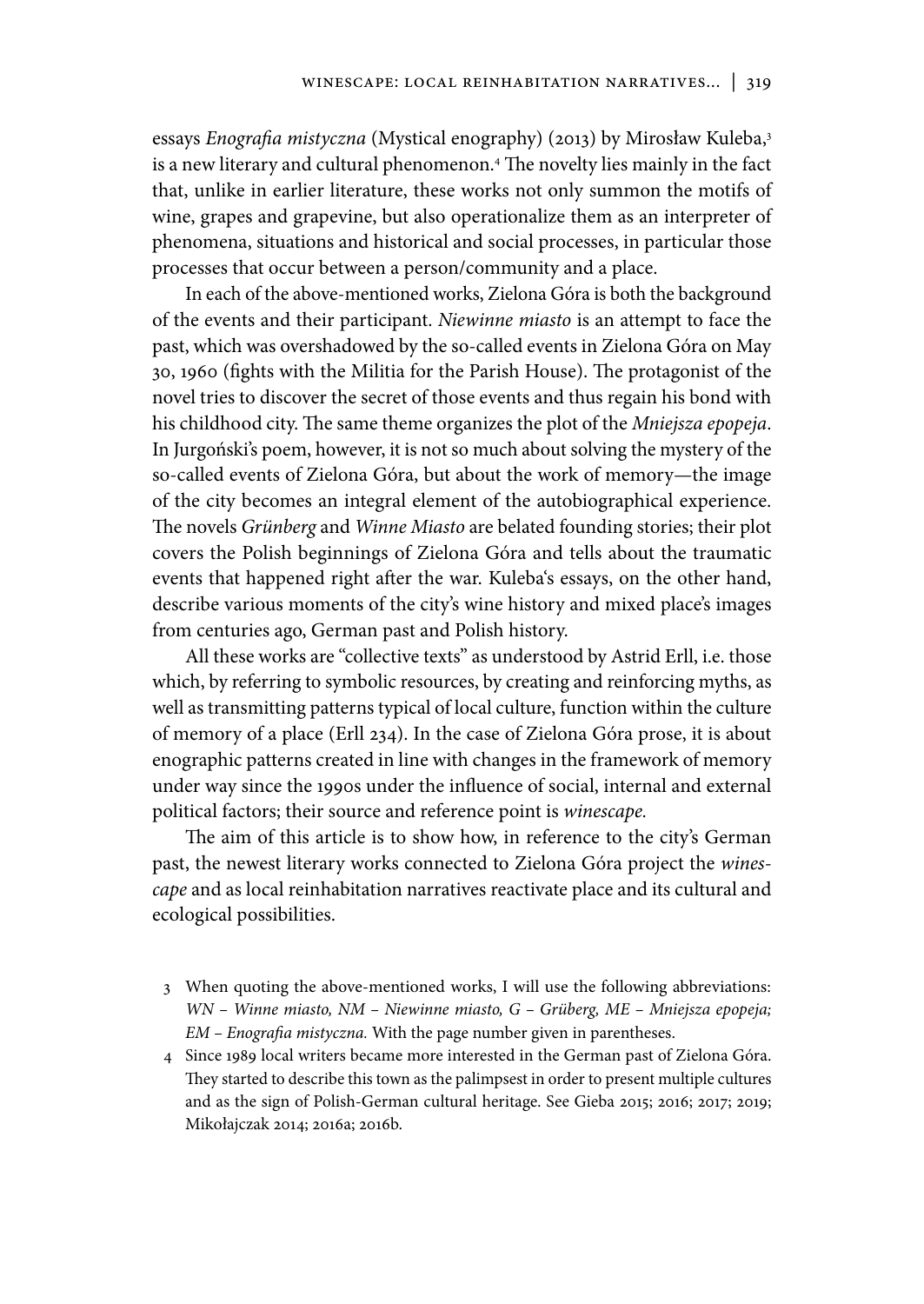essays *Enografia mistyczna* (Mystical enography) (2013) by Mirosław Kuleba,[3] is a new literary and cultural phenomenon.[4] The novelty lies mainly in the fact that, unlike in earlier literature, these works not only summon the motifs of wine, grapes and grapevine, but also operationalize them as an interpreter of phenomena, situations and historical and social processes, in particular those processes that occur between a person/community and a place.

In each of the above-mentioned works, Zielona Góra is both the background of the events and their participant. *Niewinne miasto* is an attempt to face the past, which was overshadowed by the so-called events in Zielona Góra on May 30, 1960 (fights with the Militia for the Parish House). The protagonist of the novel tries to discover the secret of those events and thus regain his bond with his childhood city. The same theme organizes the plot of the *Mniejsza epopeja*. In Jurgoński's poem, however, it is not so much about solving the mystery of the so-called events of Zielona Góra, but about the work of memory—the image of the city becomes an integral element of the autobiographical experience. The novels *Grünberg* and *Winne Miasto* are belated founding stories; their plot covers the Polish beginnings of Zielona Góra and tells about the traumatic events that happened right after the war. Kuleba's essays, on the other hand, describe various moments of the city's wine history and mixed place's images from centuries ago, German past and Polish history.

All these works are "collective texts" as understood by Astrid Erll, i.e. those which, by referring to symbolic resources, by creating and reinforcing myths, as well as transmitting patterns typical of local culture, function within the culture of memory of a place (Erll 234). In the case of Zielona Góra prose, it is about enographic patterns created in line with changes in the framework of memory under way since the 1990s under the influence of social, internal and external political factors; their source and reference point is *winescape.*

The aim of this article is to show how, in reference to the city's German past, the newest literary works connected to Zielona Góra project the *winescape* and as local reinhabitation narratives reactivate place and its cultural and ecological possibilities.

3 When quoting the above-mentioned works, I will use the following abbreviations: *WN – Winne miasto, NM – Niewinne miasto, G – Grüberg, ME – Mniejsza epopeja; EM – Enografia mistyczna.* With the page number given in parentheses.

4 Since 1989 local writers became more interested in the German past of Zielona Góra. They started to describe this town as the palimpsest in order to present multiple cultures and as the sign of Polish-German cultural heritage. See Gieba 2015; 2016; 2017; 2019; Mikołajczak 2014; 2016a; 2016b.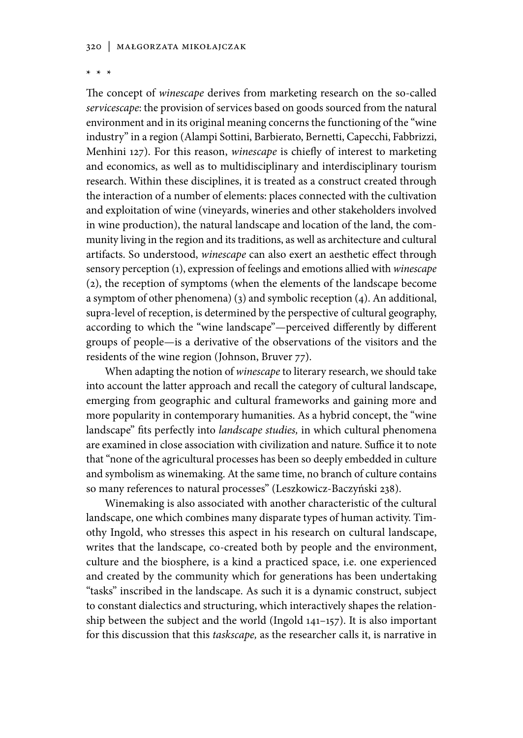\* \* \*

The concept of *winescape* derives from marketing research on the so-called *servicescape*: the provision of services based on goods sourced from the natural environment and in its original meaning concerns the functioning of the "wine industry" in a region (Alampi Sottini, Barbierato, Bernetti, Capecchi, Fabbrizzi, Menhini 127). For this reason, *winescape* is chiefly of interest to marketing and economics, as well as to multidisciplinary and interdisciplinary tourism research. Within these disciplines, it is treated as a construct created through the interaction of a number of elements: places connected with the cultivation and exploitation of wine (vineyards, wineries and other stakeholders involved in wine production), the natural landscape and location of the land, the community living in the region and its traditions, as well as architecture and cultural artifacts. So understood, *winescape* can also exert an aesthetic effect through sensory perception (1), expression of feelings and emotions allied with *winescape* (2), the reception of symptoms (when the elements of the landscape become a symptom of other phenomena) (3) and symbolic reception (4). An additional, supra-level of reception, is determined by the perspective of cultural geography, according to which the "wine landscape"—perceived differently by different groups of people—is a derivative of the observations of the visitors and the residents of the wine region (Johnson, Bruver 77).

When adapting the notion of *winescape* to literary research, we should take into account the latter approach and recall the category of cultural landscape, emerging from geographic and cultural frameworks and gaining more and more popularity in contemporary humanities. As a hybrid concept, the "wine landscape" fits perfectly into *landscape studies,* in which cultural phenomena are examined in close association with civilization and nature. Suffice it to note that "none of the agricultural processes has been so deeply embedded in culture and symbolism as winemaking. At the same time, no branch of culture contains so many references to natural processes" (Leszkowicz-Baczyński 238).

Winemaking is also associated with another characteristic of the cultural landscape, one which combines many disparate types of human activity. Timothy Ingold, who stresses this aspect in his research on cultural landscape, writes that the landscape, co-created both by people and the environment, culture and the biosphere, is a kind a practiced space, i.e. one experienced and created by the community which for generations has been undertaking "tasks" inscribed in the landscape. As such it is a dynamic construct, subject to constant dialectics and structuring, which interactively shapes the relationship between the subject and the world (Ingold 141–157). It is also important for this discussion that this *taskscape,* as the researcher calls it, is narrative in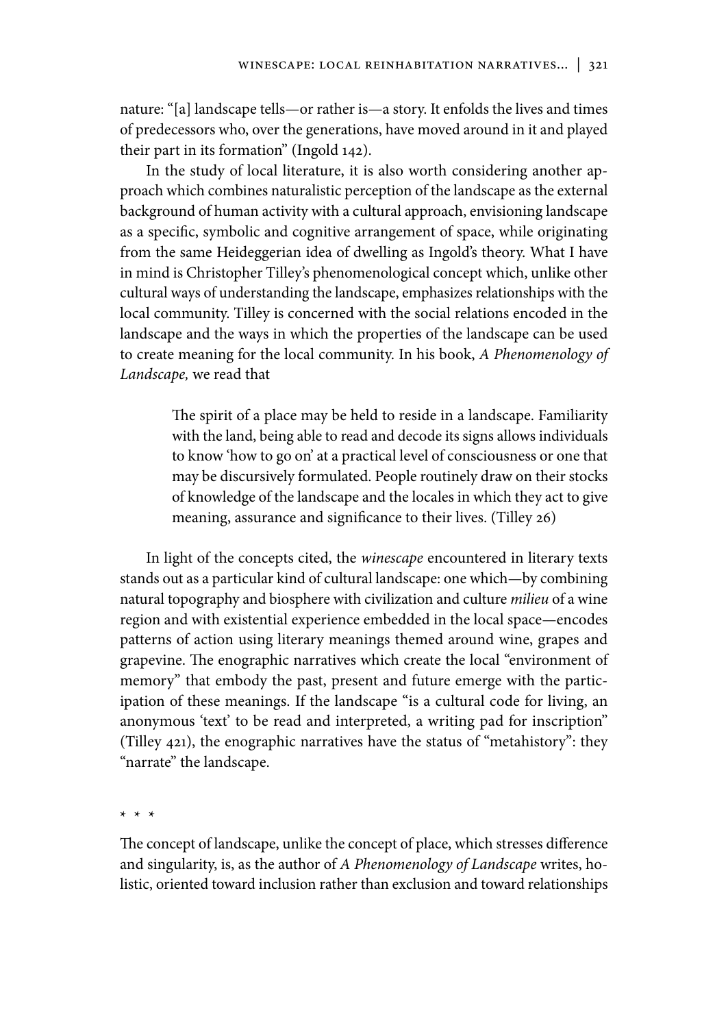nature: "[a] landscape tells—or rather is—a story. It enfolds the lives and times of predecessors who, over the generations, have moved around in it and played their part in its formation" (Ingold 142).

In the study of local literature, it is also worth considering another approach which combines naturalistic perception of the landscape as the external background of human activity with a cultural approach, envisioning landscape as a specific, symbolic and cognitive arrangement of space, while originating from the same Heideggerian idea of dwelling as Ingold's theory. What I have in mind is Christopher Tilley's phenomenological concept which, unlike other cultural ways of understanding the landscape, emphasizes relationships with the local community. Tilley is concerned with the social relations encoded in the landscape and the ways in which the properties of the landscape can be used to create meaning for the local community. In his book, *A Phenomenology of Landscape,* we read that

> The spirit of a place may be held to reside in a landscape. Familiarity with the land, being able to read and decode its signs allows individuals to know 'how to go on' at a practical level of consciousness or one that may be discursively formulated. People routinely draw on their stocks of knowledge of the landscape and the locales in which they act to give meaning, assurance and significance to their lives. (Tilley 26)

In light of the concepts cited, the *winescape* encountered in literary texts stands out as a particular kind of cultural landscape: one which—by combining natural topography and biosphere with civilization and culture *milieu* of a wine region and with existential experience embedded in the local space—encodes patterns of action using literary meanings themed around wine, grapes and grapevine. The enographic narratives which create the local "environment of memory" that embody the past, present and future emerge with the participation of these meanings. If the landscape "is a cultural code for living, an anonymous 'text' to be read and interpreted, a writing pad for inscription" (Tilley 421), the enographic narratives have the status of "metahistory": they "narrate" the landscape.

\* \* \*

The concept of landscape, unlike the concept of place, which stresses difference and singularity, is, as the author of *A Phenomenology of Landscape* writes, holistic, oriented toward inclusion rather than exclusion and toward relationships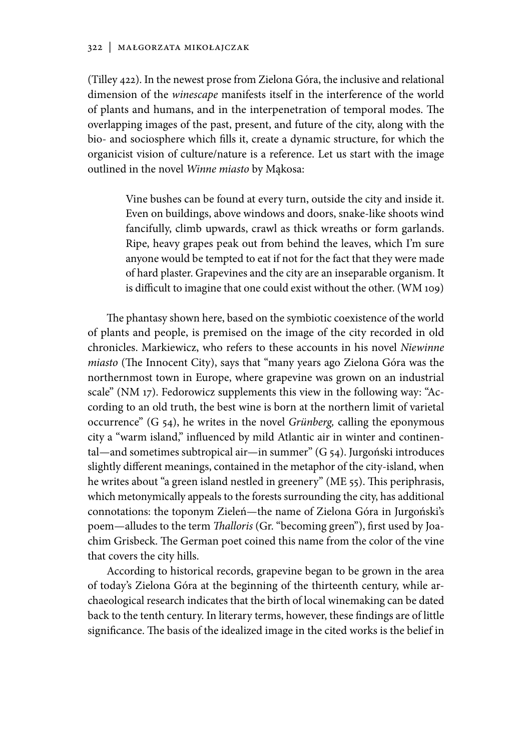(Tilley 422). In the newest prose from Zielona Góra, the inclusive and relational dimension of the *winescape* manifests itself in the interference of the world of plants and humans, and in the interpenetration of temporal modes. The overlapping images of the past, present, and future of the city, along with the bio- and sociosphere which fills it, create a dynamic structure, for which the organicist vision of culture/nature is a reference. Let us start with the image outlined in the novel *Winne miasto* by Mąkosa:

> Vine bushes can be found at every turn, outside the city and inside it. Even on buildings, above windows and doors, snake-like shoots wind fancifully, climb upwards, crawl as thick wreaths or form garlands. Ripe, heavy grapes peak out from behind the leaves, which I'm sure anyone would be tempted to eat if not for the fact that they were made of hard plaster. Grapevines and the city are an inseparable organism. It is difficult to imagine that one could exist without the other. (WM 109)

The phantasy shown here, based on the symbiotic coexistence of the world of plants and people, is premised on the image of the city recorded in old chronicles. Markiewicz, who refers to these accounts in his novel *Niewinne miasto* (The Innocent City), says that "many years ago Zielona Góra was the northernmost town in Europe, where grapevine was grown on an industrial scale" (NM 17). Fedorowicz supplements this view in the following way: "According to an old truth, the best wine is born at the northern limit of varietal occurrence" (G 54), he writes in the novel *Grünberg,* calling the eponymous city a "warm island," influenced by mild Atlantic air in winter and continental—and sometimes subtropical air—in summer" (G 54). Jurgoński introduces slightly different meanings, contained in the metaphor of the city-island, when he writes about "a green island nestled in greenery" (ME 55). This periphrasis, which metonymically appeals to the forests surrounding the city, has additional connotations: the toponym Zieleń—the name of Zielona Góra in Jurgoński's poem—alludes to the term *Thalloris* (Gr. "becoming green"), first used by Joachim Grisbeck. The German poet coined this name from the color of the vine that covers the city hills.

According to historical records, grapevine began to be grown in the area of today's Zielona Góra at the beginning of the thirteenth century, while archaeological research indicates that the birth of local winemaking can be dated back to the tenth century. In literary terms, however, these findings are of little significance. The basis of the idealized image in the cited works is the belief in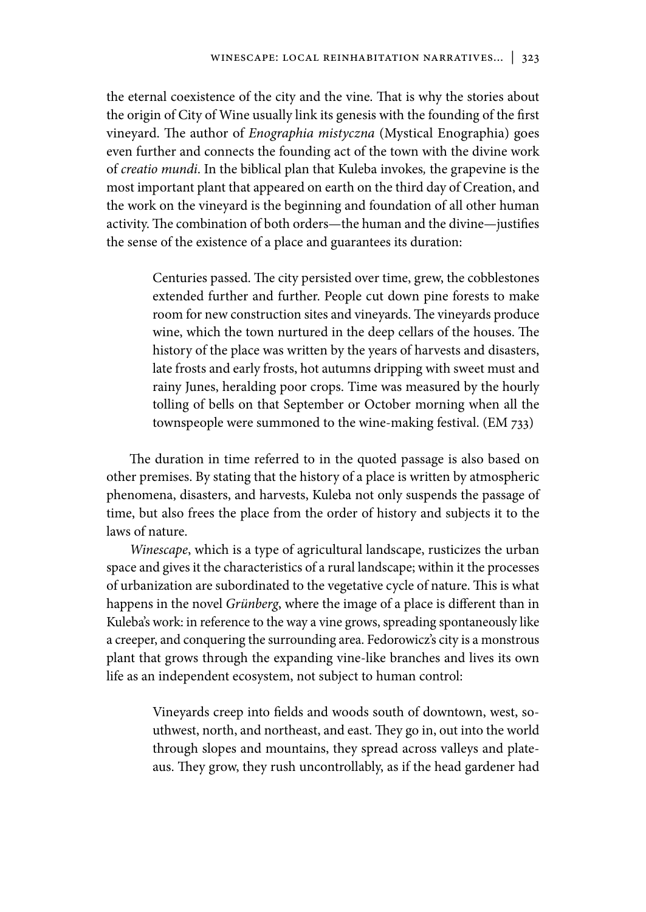the eternal coexistence of the city and the vine. That is why the stories about the origin of City of Wine usually link its genesis with the founding of the first vineyard. The author of *Enographia mistyczna* (Mystical Enographia) goes even further and connects the founding act of the town with the divine work of *creatio mundi*. In the biblical plan that Kuleba invokes, the grapevine is the most important plant that appeared on earth on the third day of Creation, and the work on the vineyard is the beginning and foundation of all other human activity. The combination of both orders—the human and the divine—justifies the sense of the existence of a place and guarantees its duration:

> Centuries passed. The city persisted over time, grew, the cobblestones extended further and further. People cut down pine forests to make room for new construction sites and vineyards. The vineyards produce wine, which the town nurtured in the deep cellars of the houses. The history of the place was written by the years of harvests and disasters, late frosts and early frosts, hot autumns dripping with sweet must and rainy Junes, heralding poor crops. Time was measured by the hourly tolling of bells on that September or October morning when all the townspeople were summoned to the wine-making festival. (EM 733)

The duration in time referred to in the quoted passage is also based on other premises. By stating that the history of a place is written by atmospheric phenomena, disasters, and harvests, Kuleba not only suspends the passage of time, but also frees the place from the order of history and subjects it to the laws of nature.

*Winescape*, which is a type of agricultural landscape, rusticizes the urban space and gives it the characteristics of a rural landscape; within it the processes of urbanization are subordinated to the vegetative cycle of nature. This is what happens in the novel *Grünberg*, where the image of a place is different than in Kuleba's work: in reference to the way a vine grows, spreading spontaneously like a creeper, and conquering the surrounding area. Fedorowicz's city is a monstrous plant that grows through the expanding vine-like branches and lives its own life as an independent ecosystem, not subject to human control:

> Vineyards creep into fields and woods south of downtown, west, southwest, north, and northeast, and east. They go in, out into the world through slopes and mountains, they spread across valleys and plateaus. They grow, they rush uncontrollably, as if the head gardener had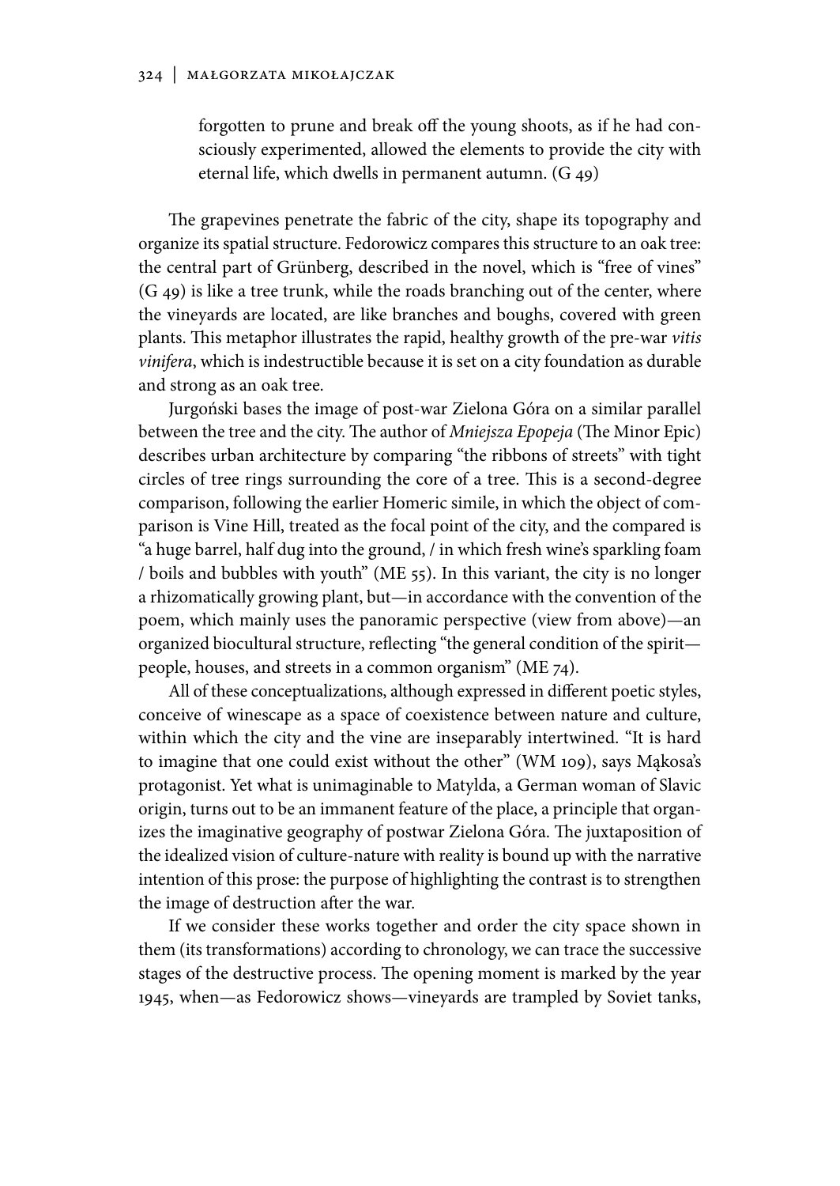forgotten to prune and break off the young shoots, as if he had consciously experimented, allowed the elements to provide the city with eternal life, which dwells in permanent autumn. (G 49)

The grapevines penetrate the fabric of the city, shape its topography and organize its spatial structure. Fedorowicz compares this structure to an oak tree: the central part of Grünberg, described in the novel, which is "free of vines" (G 49) is like a tree trunk, while the roads branching out of the center, where the vineyards are located, are like branches and boughs, covered with green plants. This metaphor illustrates the rapid, healthy growth of the pre-war *vitis vinifera*, which is indestructible because it is set on a city foundation as durable and strong as an oak tree.

Jurgoński bases the image of post-war Zielona Góra on a similar parallel between the tree and the city. The author of *Mniejsza Epopeja* (The Minor Epic) describes urban architecture by comparing "the ribbons of streets" with tight circles of tree rings surrounding the core of a tree. This is a second-degree comparison, following the earlier Homeric simile, in which the object of comparison is Vine Hill, treated as the focal point of the city, and the compared is "a huge barrel, half dug into the ground, / in which fresh wine's sparkling foam / boils and bubbles with youth" (ME 55). In this variant, the city is no longer a rhizomatically growing plant, but—in accordance with the convention of the poem, which mainly uses the panoramic perspective (view from above)—an organized biocultural structure, reflecting "the general condition of the spirit—people, houses, and streets in a common organism" (ME 74).

All of these conceptualizations, although expressed in different poetic styles, conceive of winescape as a space of coexistence between nature and culture, within which the city and the vine are inseparably intertwined. "It is hard to imagine that one could exist without the other" (WM 109), says Mąkosa's protagonist. Yet what is unimaginable to Matylda, a German woman of Slavic origin, turns out to be an immanent feature of the place, a principle that organizes the imaginative geography of postwar Zielona Góra. The juxtaposition of the idealized vision of culture-nature with reality is bound up with the narrative intention of this prose: the purpose of highlighting the contrast is to strengthen the image of destruction after the war.

If we consider these works together and order the city space shown in them (its transformations) according to chronology, we can trace the successive stages of the destructive process. The opening moment is marked by the year 1945, when—as Fedorowicz shows—vineyards are trampled by Soviet tanks,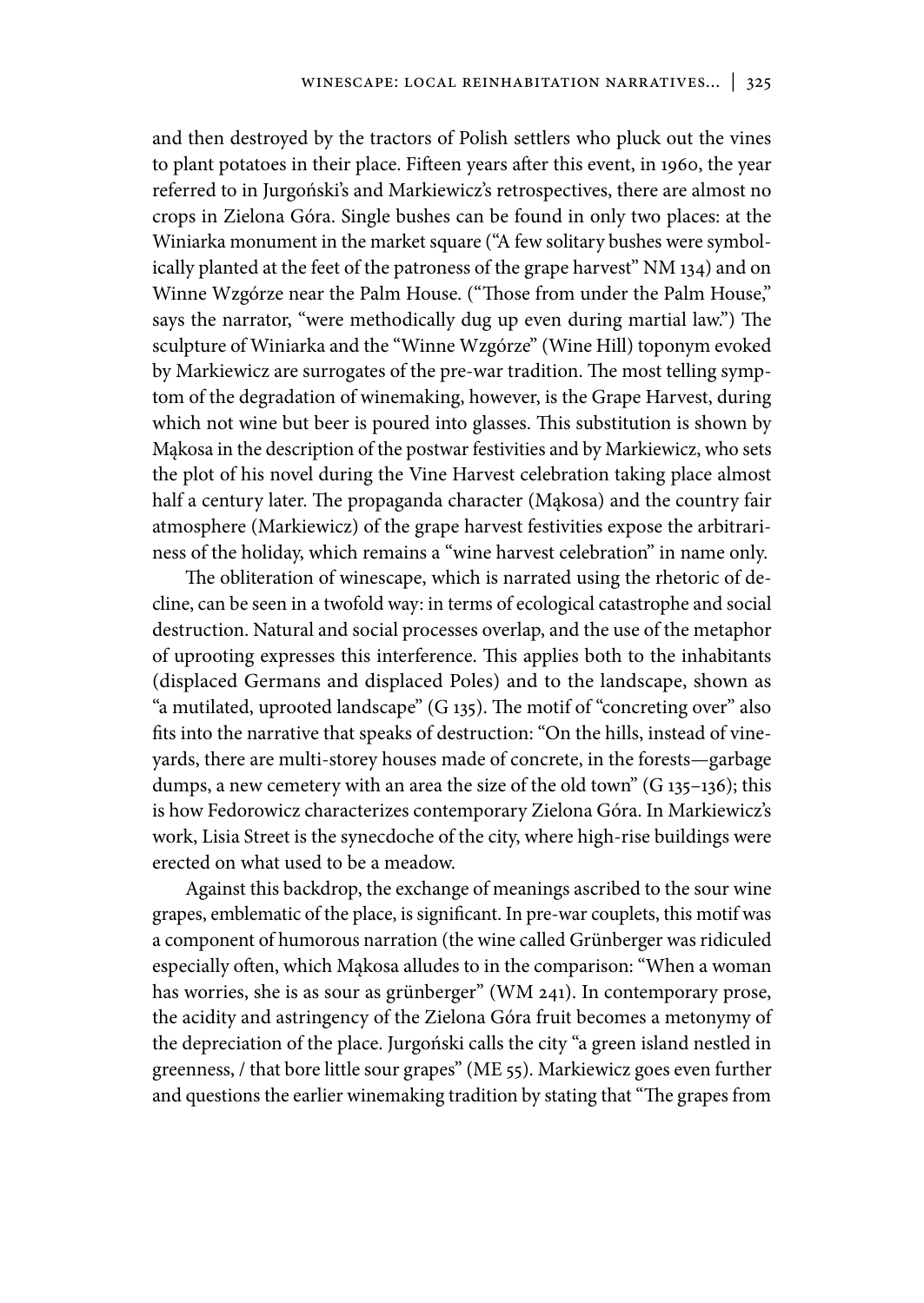and then destroyed by the tractors of Polish settlers who pluck out the vines to plant potatoes in their place. Fifteen years after this event, in 1960, the year referred to in Jurgoński's and Markiewicz's retrospectives, there are almost no crops in Zielona Góra. Single bushes can be found in only two places: at the Winiarka monument in the market square ("A few solitary bushes were symbolically planted at the feet of the patroness of the grape harvest" NM 134) and on Winne Wzgórze near the Palm House. ("Those from under the Palm House," says the narrator, "were methodically dug up even during martial law.") The sculpture of Winiarka and the "Winne Wzgórze" (Wine Hill) toponym evoked by Markiewicz are surrogates of the pre-war tradition. The most telling symptom of the degradation of winemaking, however, is the Grape Harvest, during which not wine but beer is poured into glasses. This substitution is shown by Mąkosa in the description of the postwar festivities and by Markiewicz, who sets the plot of his novel during the Vine Harvest celebration taking place almost half a century later. The propaganda character (Mąkosa) and the country fair atmosphere (Markiewicz) of the grape harvest festivities expose the arbitrariness of the holiday, which remains a "wine harvest celebration" in name only.

The obliteration of winescape, which is narrated using the rhetoric of decline, can be seen in a twofold way: in terms of ecological catastrophe and social destruction. Natural and social processes overlap, and the use of the metaphor of uprooting expresses this interference. This applies both to the inhabitants (displaced Germans and displaced Poles) and to the landscape, shown as "a mutilated, uprooted landscape" (G 135). The motif of "concreting over" also fits into the narrative that speaks of destruction: "On the hills, instead of vineyards, there are multi-storey houses made of concrete, in the forests—garbage dumps, a new cemetery with an area the size of the old town" (G 135–136); this is how Fedorowicz characterizes contemporary Zielona Góra. In Markiewicz's work, Lisia Street is the synecdoche of the city, where high-rise buildings were erected on what used to be a meadow.

Against this backdrop, the exchange of meanings ascribed to the sour wine grapes, emblematic of the place, is significant. In pre-war couplets, this motif was a component of humorous narration (the wine called Grünberger was ridiculed especially often, which Mąkosa alludes to in the comparison: "When a woman has worries, she is as sour as grünberger" (WM 241). In contemporary prose, the acidity and astringency of the Zielona Góra fruit becomes a metonymy of the depreciation of the place. Jurgoński calls the city "a green island nestled in greenness, / that bore little sour grapes" (ME 55). Markiewicz goes even further and questions the earlier winemaking tradition by stating that "The grapes from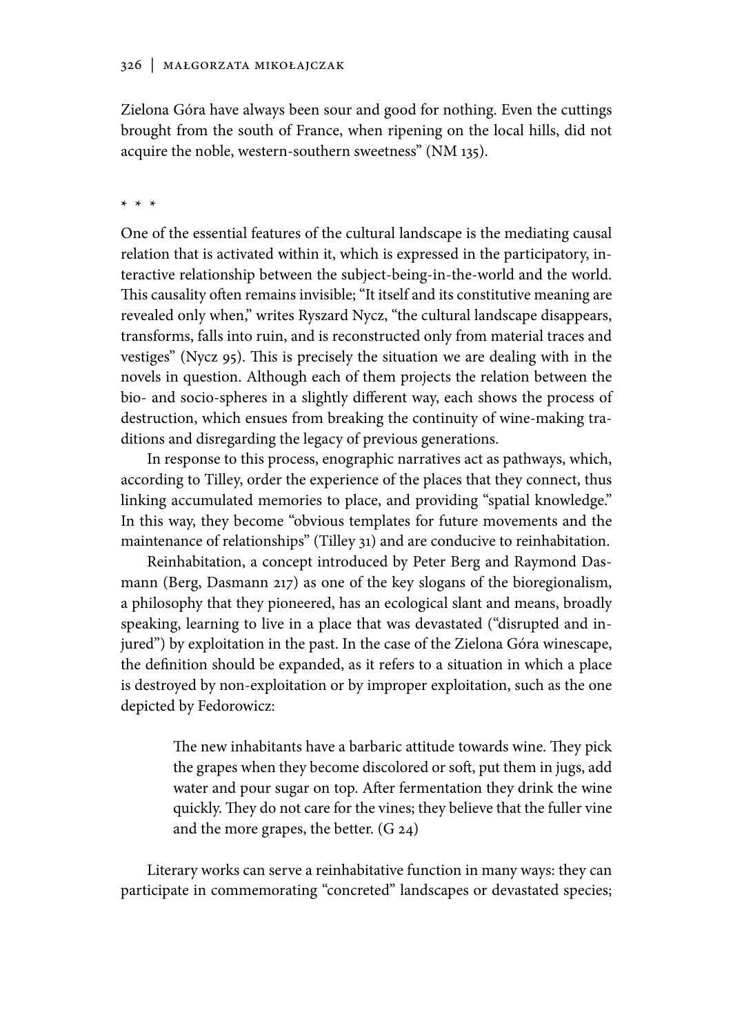Zielona Góra have always been sour and good for nothing. Even the cuttings brought from the south of France, when ripening on the local hills, did not acquire the noble, western-southern sweetness" (NM 135).

\* \* \*

One of the essential features of the cultural landscape is the mediating causal relation that is activated within it, which is expressed in the participatory, interactive relationship between the subject-being-in-the-world and the world. This causality often remains invisible; "It itself and its constitutive meaning are revealed only when," writes Ryszard Nycz, "the cultural landscape disappears, transforms, falls into ruin, and is reconstructed only from material traces and vestiges" (Nycz 95). This is precisely the situation we are dealing with in the novels in question. Although each of them projects the relation between the bio- and socio-spheres in a slightly different way, each shows the process of destruction, which ensues from breaking the continuity of wine-making traditions and disregarding the legacy of previous generations.

In response to this process, enographic narratives act as pathways, which, according to Tilley, order the experience of the places that they connect, thus linking accumulated memories to place, and providing "spatial knowledge." In this way, they become "obvious templates for future movements and the maintenance of relationships" (Tilley 31) and are conducive to reinhabitation.

Reinhabitation, a concept introduced by Peter Berg and Raymond Dasmann (Berg, Dasmann 217) as one of the key slogans of the bioregionalism, a philosophy that they pioneered, has an ecological slant and means, broadly speaking, learning to live in a place that was devastated ("disrupted and injured") by exploitation in the past. In the case of the Zielona Góra winescape, the definition should be expanded, as it refers to a situation in which a place is destroyed by non-exploitation or by improper exploitation, such as the one depicted by Fedorowicz:

> The new inhabitants have a barbaric attitude towards wine. They pick the grapes when they become discolored or soft, put them in jugs, add water and pour sugar on top. After fermentation they drink the wine quickly. They do not care for the vines; they believe that the fuller vine and the more grapes, the better. (G 24)

Literary works can serve a reinhabitative function in many ways: they can participate in commemorating "concreted" landscapes or devastated species;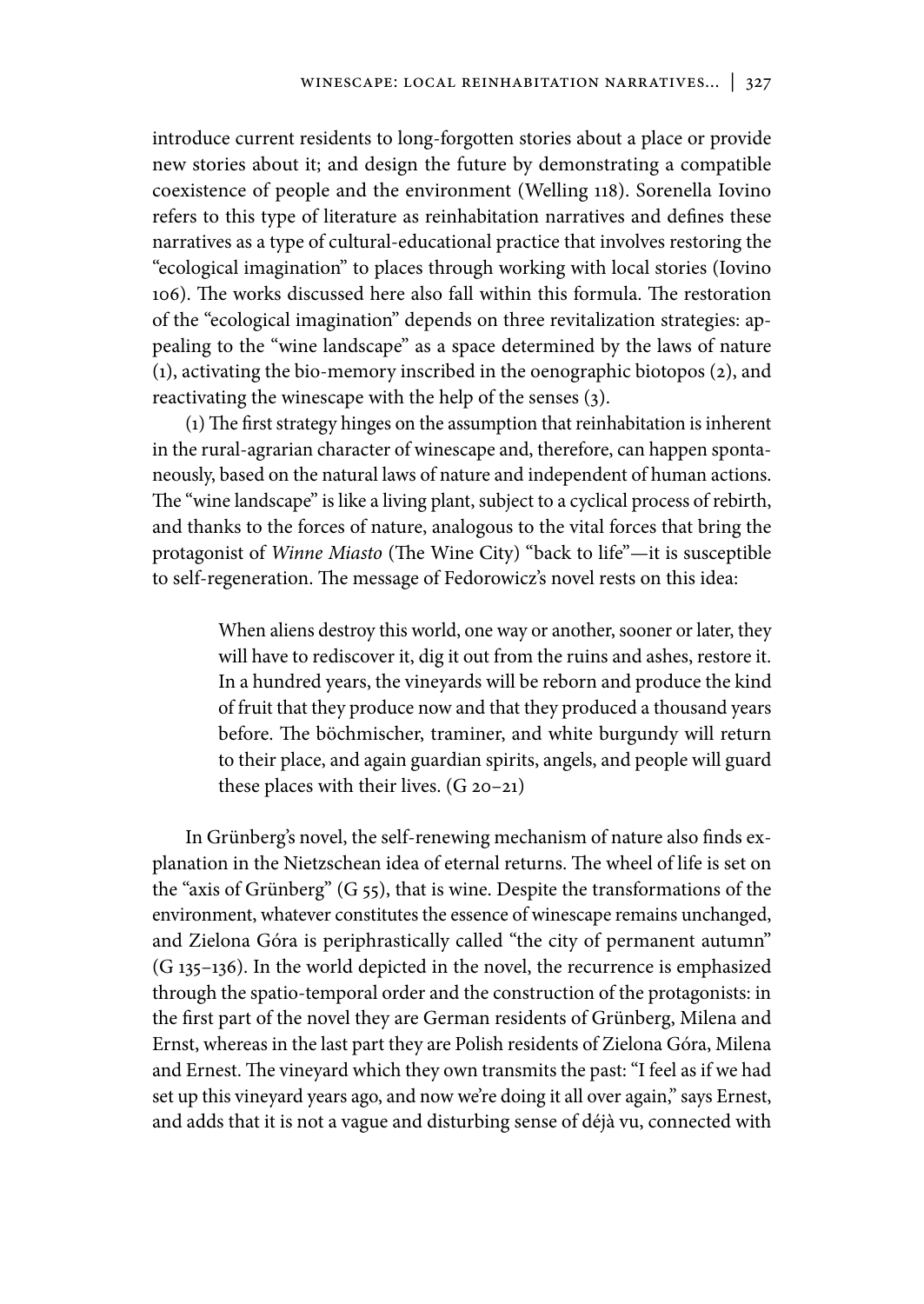introduce current residents to long-forgotten stories about a place or provide new stories about it; and design the future by demonstrating a compatible coexistence of people and the environment (Welling 118). Sorenella Iovino refers to this type of literature as reinhabitation narratives and defines these narratives as a type of cultural-educational practice that involves restoring the "ecological imagination" to places through working with local stories (Iovino 106). The works discussed here also fall within this formula. The restoration of the "ecological imagination" depends on three revitalization strategies: appealing to the "wine landscape" as a space determined by the laws of nature (1), activating the bio-memory inscribed in the oenographic biotopos (2), and reactivating the winescape with the help of the senses (3).

(1) The first strategy hinges on the assumption that reinhabitation is inherent in the rural-agrarian character of winescape and, therefore, can happen spontaneously, based on the natural laws of nature and independent of human actions. The "wine landscape" is like a living plant, subject to a cyclical process of rebirth, and thanks to the forces of nature, analogous to the vital forces that bring the protagonist of *Winne Miasto* (The Wine City) "back to life"—it is susceptible to self-regeneration. The message of Fedorowicz's novel rests on this idea:

> When aliens destroy this world, one way or another, sooner or later, they will have to rediscover it, dig it out from the ruins and ashes, restore it. In a hundred years, the vineyards will be reborn and produce the kind of fruit that they produce now and that they produced a thousand years before. The böchmischer, traminer, and white burgundy will return to their place, and again guardian spirits, angels, and people will guard these places with their lives. (G 20–21)

In Grünberg's novel, the self-renewing mechanism of nature also finds explanation in the Nietzschean idea of eternal returns. The wheel of life is set on the "axis of Grünberg" (G 55), that is wine. Despite the transformations of the environment, whatever constitutes the essence of winescape remains unchanged, and Zielona Góra is periphrastically called "the city of permanent autumn" (G 135–136). In the world depicted in the novel, the recurrence is emphasized through the spatio-temporal order and the construction of the protagonists: in the first part of the novel they are German residents of Grünberg, Milena and Ernst, whereas in the last part they are Polish residents of Zielona Góra, Milena and Ernest. The vineyard which they own transmits the past: "I feel as if we had set up this vineyard years ago, and now we're doing it all over again," says Ernest, and adds that it is not a vague and disturbing sense of déjà vu, connected with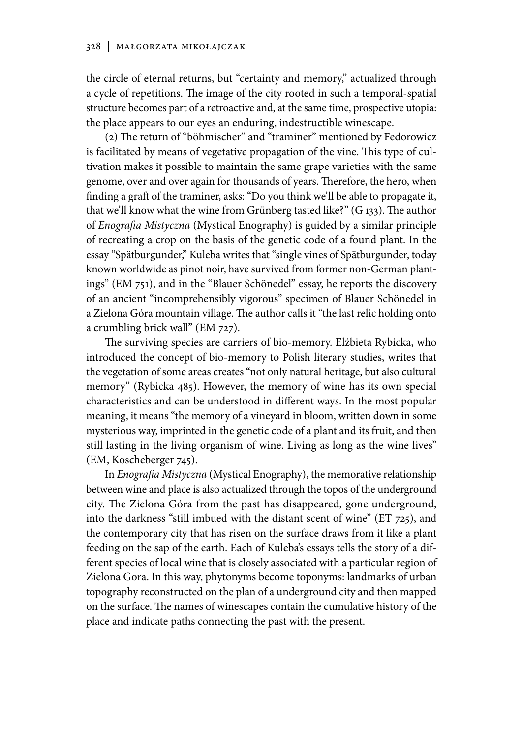the circle of eternal returns, but "certainty and memory," actualized through a cycle of repetitions. The image of the city rooted in such a temporal-spatial structure becomes part of a retroactive and, at the same time, prospective utopia: the place appears to our eyes an enduring, indestructible winescape.

(2) The return of "böhmischer" and "traminer" mentioned by Fedorowicz is facilitated by means of vegetative propagation of the vine. This type of cultivation makes it possible to maintain the same grape varieties with the same genome, over and over again for thousands of years. Therefore, the hero, when finding a graft of the traminer, asks: "Do you think we'll be able to propagate it, that we'll know what the wine from Grünberg tasted like?" (G 133). The author of *Enografia Mistyczna* (Mystical Enography) is guided by a similar principle of recreating a crop on the basis of the genetic code of a found plant. In the essay "Spätburgunder," Kuleba writes that "single vines of Spätburgunder, today known worldwide as pinot noir, have survived from former non-German plantings" (EM 751), and in the "Blauer Schönedel" essay, he reports the discovery of an ancient "incomprehensibly vigorous" specimen of Blauer Schönedel in a Zielona Góra mountain village. The author calls it "the last relic holding onto a crumbling brick wall" (EM 727).

The surviving species are carriers of bio-memory. Elżbieta Rybicka, who introduced the concept of bio-memory to Polish literary studies, writes that the vegetation of some areas creates "not only natural heritage, but also cultural memory" (Rybicka 485). However, the memory of wine has its own special characteristics and can be understood in different ways. In the most popular meaning, it means "the memory of a vineyard in bloom, written down in some mysterious way, imprinted in the genetic code of a plant and its fruit, and then still lasting in the living organism of wine. Living as long as the wine lives" (EM, Koscheberger 745).

In *Enografia Mistyczna* (Mystical Enography), the memorative relationship between wine and place is also actualized through the topos of the underground city. The Zielona Góra from the past has disappeared, gone underground, into the darkness "still imbued with the distant scent of wine" (ET 725), and the contemporary city that has risen on the surface draws from it like a plant feeding on the sap of the earth. Each of Kuleba's essays tells the story of a different species of local wine that is closely associated with a particular region of Zielona Gora. In this way, phytonyms become toponyms: landmarks of urban topography reconstructed on the plan of a underground city and then mapped on the surface. The names of winescapes contain the cumulative history of the place and indicate paths connecting the past with the present.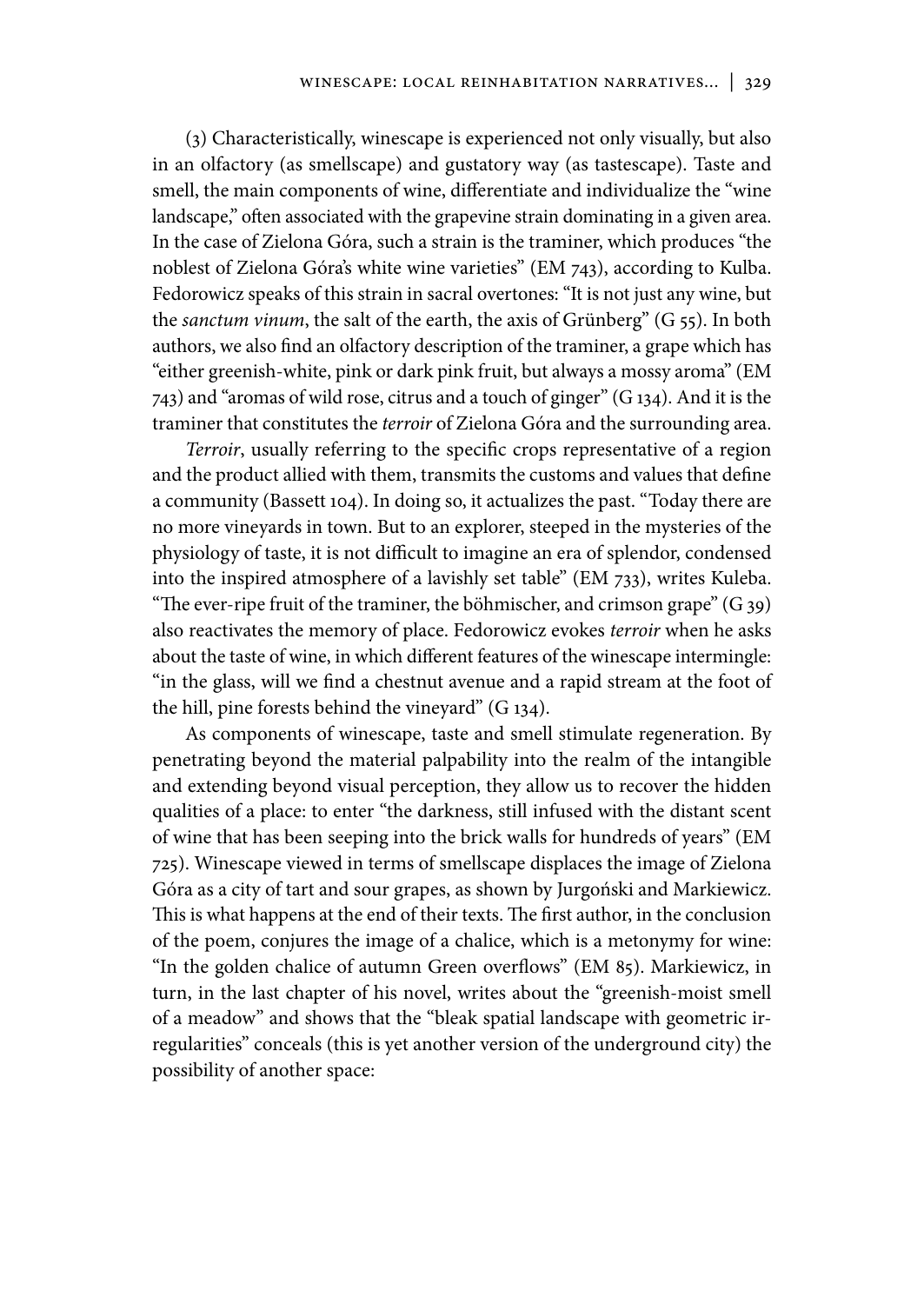(3) Characteristically, winescape is experienced not only visually, but also in an olfactory (as smellscape) and gustatory way (as tastescape). Taste and smell, the main components of wine, differentiate and individualize the "wine landscape," often associated with the grapevine strain dominating in a given area. In the case of Zielona Góra, such a strain is the traminer, which produces "the noblest of Zielona Góra's white wine varieties" (EM 743), according to Kulba. Fedorowicz speaks of this strain in sacral overtones: "It is not just any wine, but the *sanctum vinum*, the salt of the earth, the axis of Grünberg" (G 55). In both authors, we also find an olfactory description of the traminer, a grape which has "either greenish-white, pink or dark pink fruit, but always a mossy aroma" (EM 743) and "aromas of wild rose, citrus and a touch of ginger" (G 134). And it is the traminer that constitutes the *terroir* of Zielona Góra and the surrounding area.

*Terroir*, usually referring to the specific crops representative of a region and the product allied with them, transmits the customs and values that define a community (Bassett 104). In doing so, it actualizes the past. "Today there are no more vineyards in town. But to an explorer, steeped in the mysteries of the physiology of taste, it is not difficult to imagine an era of splendor, condensed into the inspired atmosphere of a lavishly set table" (EM 733), writes Kuleba. "The ever-ripe fruit of the traminer, the böhmischer, and crimson grape" (G 39) also reactivates the memory of place. Fedorowicz evokes *terroir* when he asks about the taste of wine, in which different features of the winescape intermingle: "in the glass, will we find a chestnut avenue and a rapid stream at the foot of the hill, pine forests behind the vineyard" (G 134).

As components of winescape, taste and smell stimulate regeneration. By penetrating beyond the material palpability into the realm of the intangible and extending beyond visual perception, they allow us to recover the hidden qualities of a place: to enter "the darkness, still infused with the distant scent of wine that has been seeping into the brick walls for hundreds of years" (EM 725). Winescape viewed in terms of smellscape displaces the image of Zielona Góra as a city of tart and sour grapes, as shown by Jurgoński and Markiewicz. This is what happens at the end of their texts. The first author, in the conclusion of the poem, conjures the image of a chalice, which is a metonymy for wine: "In the golden chalice of autumn Green overflows" (EM 85). Markiewicz, in turn, in the last chapter of his novel, writes about the "greenish-moist smell of a meadow" and shows that the "bleak spatial landscape with geometric irregularities" conceals (this is yet another version of the underground city) the possibility of another space: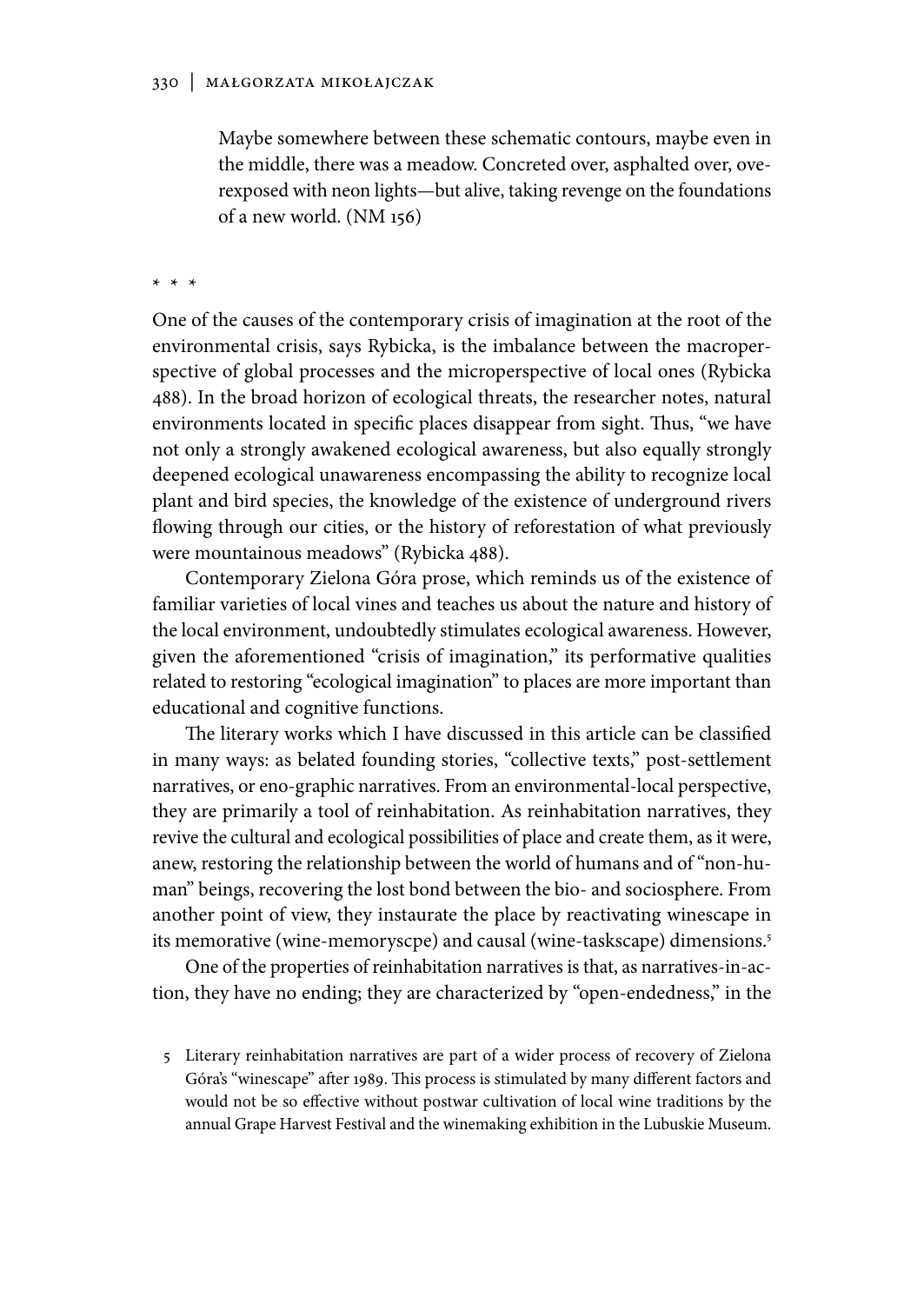> Maybe somewhere between these schematic contours, maybe even in the middle, there was a meadow. Concreted over, asphalted over, overexposed with neon lights—but alive, taking revenge on the foundations of a new world. (NM 156)

* * *

One of the causes of the contemporary crisis of imagination at the root of the environmental crisis, says Rybicka, is the imbalance between the macroperspective of global processes and the microperspective of local ones (Rybicka 488). In the broad horizon of ecological threats, the researcher notes, natural environments located in specific places disappear from sight. Thus, "we have not only a strongly awakened ecological awareness, but also equally strongly deepened ecological unawareness encompassing the ability to recognize local plant and bird species, the knowledge of the existence of underground rivers flowing through our cities, or the history of reforestation of what previously were mountainous meadows" (Rybicka 488).

Contemporary Zielona Góra prose, which reminds us of the existence of familiar varieties of local vines and teaches us about the nature and history of the local environment, undoubtedly stimulates ecological awareness. However, given the aforementioned "crisis of imagination," its performative qualities related to restoring "ecological imagination" to places are more important than educational and cognitive functions.

The literary works which I have discussed in this article can be classified in many ways: as belated founding stories, "collective texts," post-settlement narratives, or eno-graphic narratives. From an environmental-local perspective, they are primarily a tool of reinhabitation. As reinhabitation narratives, they revive the cultural and ecological possibilities of place and create them, as it were, anew, restoring the relationship between the world of humans and of "non-human" beings, recovering the lost bond between the bio- and sociosphere. From another point of view, they instaurate the place by reactivating winescape in its memorative (wine-memoryscpe) and causal (wine-taskscape) dimensions.[5]

One of the properties of reinhabitation narratives is that, as narratives-in-action, they have no ending; they are characterized by "open-endedness," in the

5 Literary reinhabitation narratives are part of a wider process of recovery of Zielona Góra's "winescape" after 1989. This process is stimulated by many different factors and would not be so effective without postwar cultivation of local wine traditions by the annual Grape Harvest Festival and the winemaking exhibition in the Lubuskie Museum.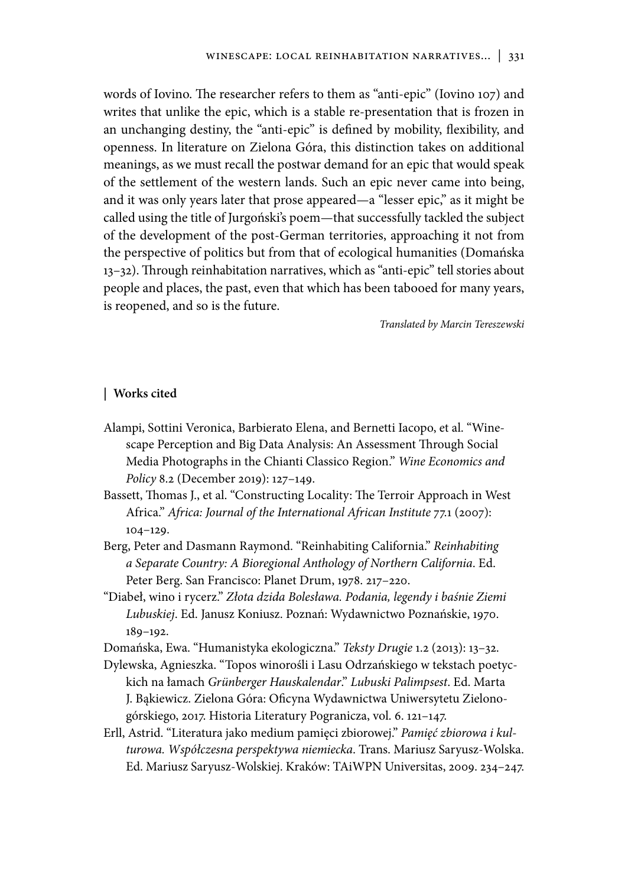words of Iovino. The researcher refers to them as "anti-epic" (Iovino 107) and writes that unlike the epic, which is a stable re-presentation that is frozen in an unchanging destiny, the "anti-epic" is defined by mobility, flexibility, and openness. In literature on Zielona Góra, this distinction takes on additional meanings, as we must recall the postwar demand for an epic that would speak of the settlement of the western lands. Such an epic never came into being, and it was only years later that prose appeared—a "lesser epic," as it might be called using the title of Jurgoński's poem—that successfully tackled the subject of the development of the post-German territories, approaching it not from the perspective of politics but from that of ecological humanities (Domańska 13–32). Through reinhabitation narratives, which as "anti-epic" tell stories about people and places, the past, even that which has been tabooed for many years, is reopened, and so is the future.

*Translated by Marcin Tereszewski*

## | Works cited

Alampi, Sottini Veronica, Barbierato Elena, and Bernetti Iacopo, et al. "Winescape Perception and Big Data Analysis: An Assessment Through Social Media Photographs in the Chianti Classico Region." *Wine Economics and Policy* 8.2 (December 2019): 127–149.

Bassett, Thomas J., et al. "Constructing Locality: The Terroir Approach in West Africa." *Africa: Journal of the International African Institute* 77.1 (2007): 104–129.

Berg, Peter and Dasmann Raymond. "Reinhabiting California." *Reinhabiting a Separate Country: A Bioregional Anthology of Northern California*. Ed. Peter Berg. San Francisco: Planet Drum, 1978. 217–220.

"Diabeł, wino i rycerz." *Złota dzida Bolesława. Podania, legendy i baśnie Ziemi Lubuskiej*. Ed. Janusz Koniusz. Poznań: Wydawnictwo Poznańskie, 1970. 189–192.

Domańska, Ewa. "Humanistyka ekologiczna." *Teksty Drugie* 1.2 (2013): 13–32.

Dylewska, Agnieszka. "Topos winorośli i Lasu Odrzańskiego w tekstach poetyckich na łamach *Grünberger Hauskalendar*." *Lubuski Palimpsest*. Ed. Marta J. Bąkiewicz. Zielona Góra: Oficyna Wydawnictwa Uniwersytetu Zielonogórskiego, 2017. Historia Literatury Pogranicza, vol. 6. 121–147.

Erll, Astrid. "Literatura jako medium pamięci zbiorowej." *Pamięć zbiorowa i kulturowa. Współczesna perspektywa niemiecka*. Trans. Mariusz Saryusz-Wolska. Ed. Mariusz Saryusz-Wolskiej. Kraków: TAiWPN Universitas, 2009. 234–247.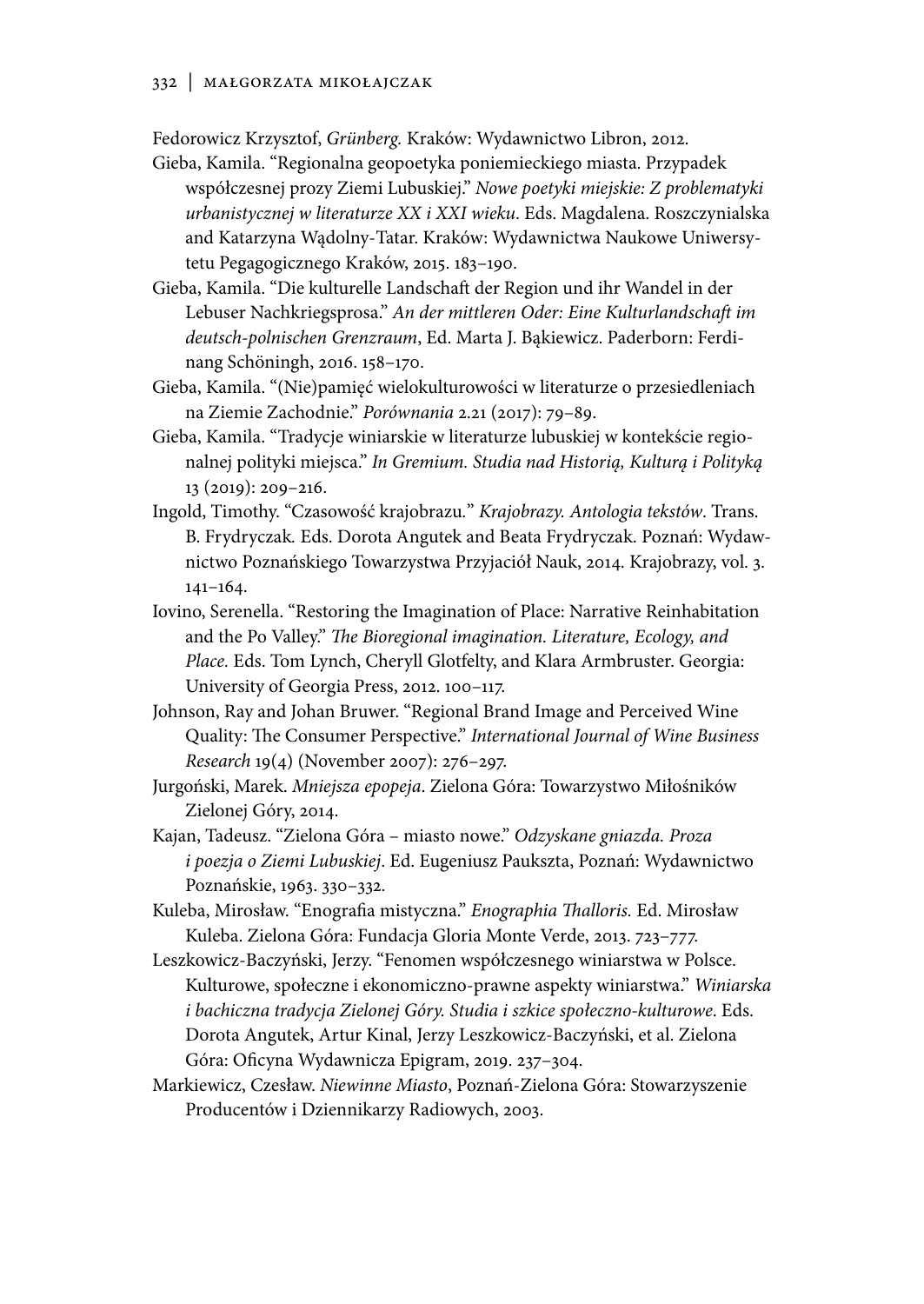Fedorowicz Krzysztof, *Grünberg.* Kraków: Wydawnictwo Libron, 2012.

Gieba, Kamila. "Regionalna geopoetyka poniemieckiego miasta. Przypadek współczesnej prozy Ziemi Lubuskiej." *Nowe poetyki miejskie: Z problematyki urbanistycznej w literaturze XX i XXI wieku*. Eds. Magdalena. Roszczynialska and Katarzyna Wądolny-Tatar. Kraków: Wydawnictwa Naukowe Uniwersytetu Pegagogicznego Kraków, 2015. 183–190.

Gieba, Kamila. "Die kulturelle Landschaft der Region und ihr Wandel in der Lebuser Nachkriegsprosa." *An der mittleren Oder: Eine Kulturlandschaft im deutsch-polnischen Grenzraum*, Ed. Marta J. Bąkiewicz. Paderborn: Ferdinang Schöningh, 2016. 158–170.

Gieba, Kamila. "(Nie)pamięć wielokulturowości w literaturze o przesiedleniach na Ziemie Zachodnie." *Porównania* 2.21 (2017): 79–89.

Gieba, Kamila. "Tradycje winiarskie w literaturze lubuskiej w kontekście regionalnej polityki miejsca." *In Gremium. Studia nad Historią, Kulturą i Polityką* 13 (2019): 209–216.

Ingold, Timothy. "Czasowość krajobrazu." *Krajobrazy. Antologia tekstów*. Trans. B. Frydryczak*.* Eds. Dorota Angutek and Beata Frydryczak. Poznań: Wydawnictwo Poznańskiego Towarzystwa Przyjaciół Nauk, 2014. Krajobrazy, vol. 3. 141–164.

Iovino, Serenella. "Restoring the Imagination of Place: Narrative Reinhabitation and the Po Valley." *The Bioregional imagination. Literature, Ecology, and Place.* Eds. Tom Lynch, Cheryll Glotfelty, and Klara Armbruster. Georgia: University of Georgia Press, 2012. 100–117.

Johnson, Ray and Johan Bruwer. "Regional Brand Image and Perceived Wine Quality: The Consumer Perspective." *International Journal of Wine Business Research* 19(4) (November 2007): 276–297.

Jurgoński, Marek. *Mniejsza epopeja*. Zielona Góra: Towarzystwo Miłośników Zielonej Góry, 2014.

Kajan, Tadeusz. "Zielona Góra – miasto nowe." *Odzyskane gniazda. Proza i poezja o Ziemi Lubuskiej*. Ed. Eugeniusz Paukszta, Poznań: Wydawnictwo Poznańskie, 1963. 330–332.

Kuleba, Mirosław. "Enografia mistyczna." *Enographia Thalloris.* Ed. Mirosław Kuleba. Zielona Góra: Fundacja Gloria Monte Verde, 2013. 723–777.

Leszkowicz-Baczyński, Jerzy. "Fenomen współczesnego winiarstwa w Polsce. Kulturowe, społeczne i ekonomiczno-prawne aspekty winiarstwa." *Winiarska i bachiczna tradycja Zielonej Góry. Studia i szkice społeczno-kulturowe*. Eds. Dorota Angutek, Artur Kinal, Jerzy Leszkowicz-Baczyński, et al. Zielona Góra: Oficyna Wydawnicza Epigram, 2019. 237–304.

Markiewicz, Czesław. *Niewinne Miasto*, Poznań-Zielona Góra: Stowarzyszenie Producentów i Dziennikarzy Radiowych, 2003.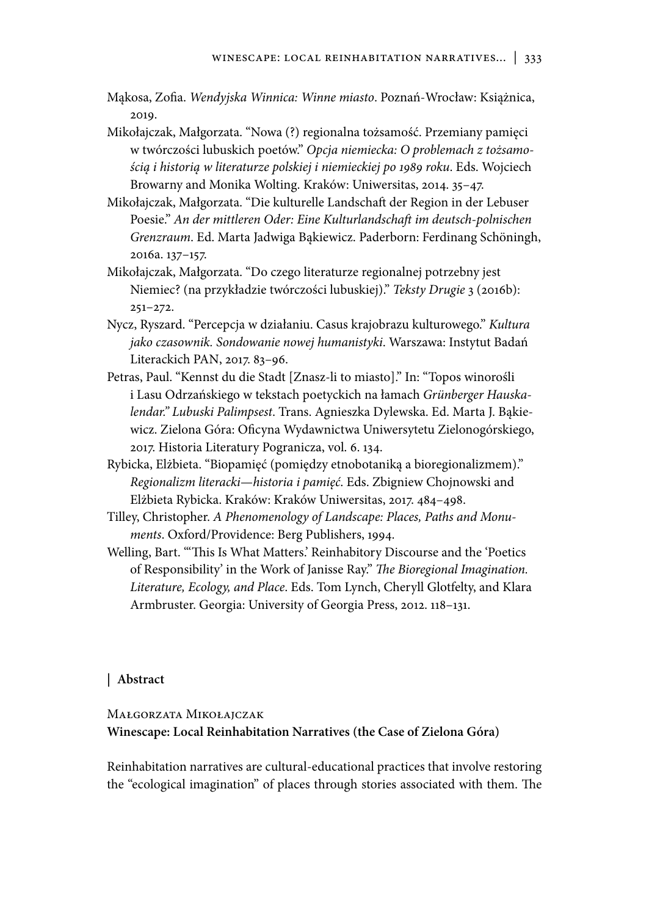Mąkosa, Zofia. *Wendyjska Winnica: Winne miasto*. Poznań-Wrocław: Książnica, 2019.

Mikołajczak, Małgorzata. "Nowa (?) regionalna tożsamość. Przemiany pamięci w twórczości lubuskich poetów." *Opcja niemiecka: O problemach z tożsamością i historią w literaturze polskiej i niemieckiej po 1989 roku*. Eds. Wojciech Browarny and Monika Wolting. Kraków: Uniwersitas, 2014. 35–47.

Mikołajczak, Małgorzata. "Die kulturelle Landschaft der Region in der Lebuser Poesie." *An der mittleren Oder: Eine Kulturlandschaft im deutsch-polnischen Grenzraum*. Ed. Marta Jadwiga Bąkiewicz. Paderborn: Ferdinang Schöningh, 2016a. 137–157.

Mikołajczak, Małgorzata. "Do czego literaturze regionalnej potrzebny jest Niemiec? (na przykładzie twórczości lubuskiej)." *Teksty Drugie* 3 (2016b): 251–272.

Nycz, Ryszard. "Percepcja w działaniu. Casus krajobrazu kulturowego." *Kultura jako czasownik. Sondowanie nowej humanistyki*. Warszawa: Instytut Badań Literackich PAN, 2017. 83–96.

Petras, Paul. "Kennst du die Stadt [Znasz-li to miasto]." In: "Topos winorośli i Lasu Odrzańskiego w tekstach poetyckich na łamach *Grünberger Hauskalendar*." *Lubuski Palimpsest*. Trans. Agnieszka Dylewska. Ed. Marta J. Bąkiewicz. Zielona Góra: Oficyna Wydawnictwa Uniwersytetu Zielonogórskiego, 2017. Historia Literatury Pogranicza, vol. 6. 134.

Rybicka, Elżbieta. "Biopamięć (pomiędzy etnobotaniką a bioregionalizmem)." *Regionalizm literacki—historia i pamięć*. Eds. Zbigniew Chojnowski and Elżbieta Rybicka. Kraków: Kraków Uniwersitas, 2017. 484–498.

Tilley, Christopher. *A Phenomenology of Landscape: Places, Paths and Monuments*. Oxford/Providence: Berg Publishers, 1994.

Welling, Bart. "'This Is What Matters.' Reinhabitory Discourse and the 'Poetics of Responsibility' in the Work of Janisse Ray." *The Bioregional Imagination. Literature, Ecology, and Place*. Eds. Tom Lynch, Cheryll Glotfelty, and Klara Armbruster. Georgia: University of Georgia Press, 2012. 118–131.

## Abstract

Małgorzata Mikołajczak

**Winescape: Local Reinhabitation Narratives (the Case of Zielona Góra)**

Reinhabitation narratives are cultural-educational practices that involve restoring the "ecological imagination" of places through stories associated with them. The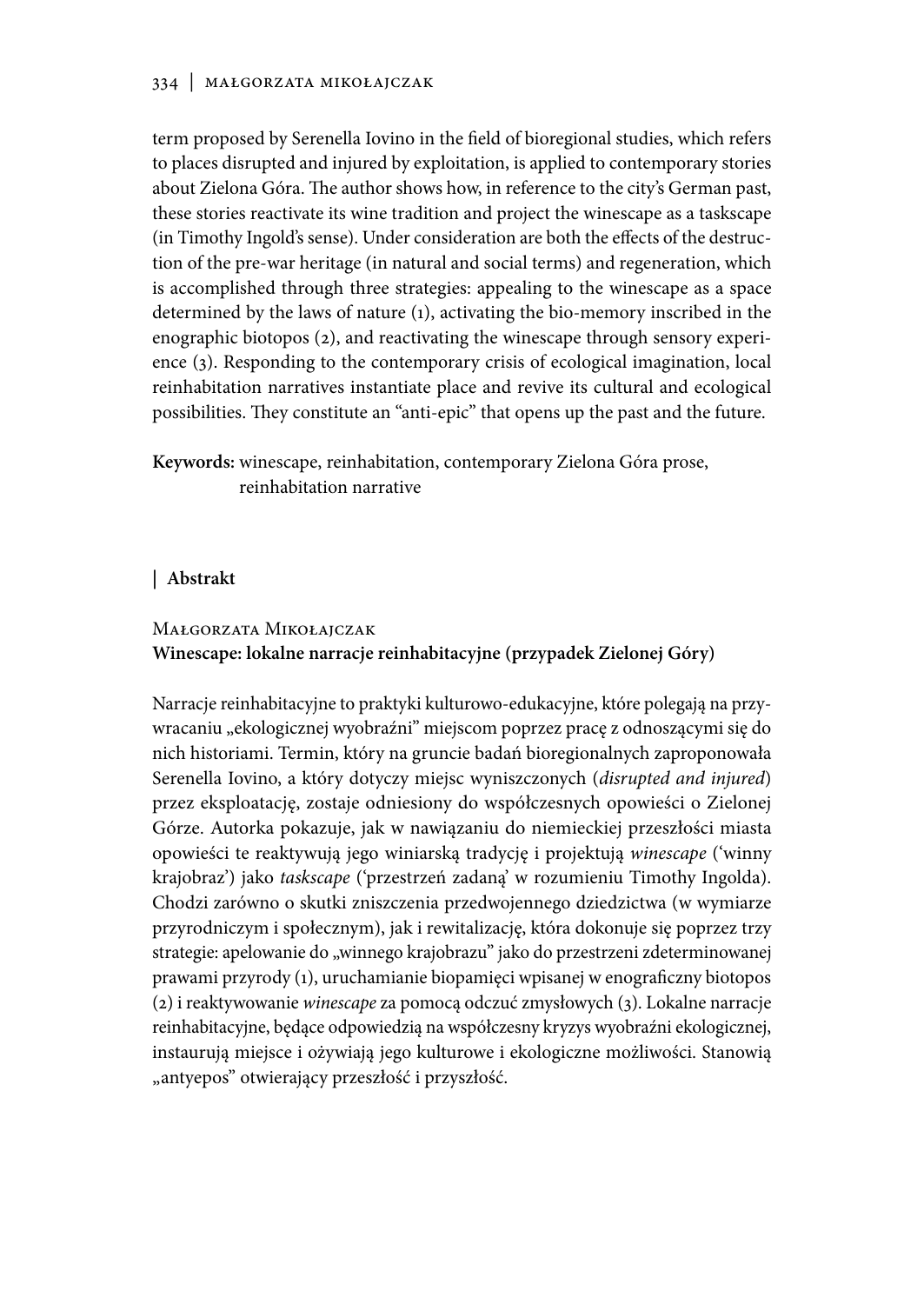term proposed by Serenella Iovino in the field of bioregional studies, which refers to places disrupted and injured by exploitation, is applied to contemporary stories about Zielona Góra. The author shows how, in reference to the city's German past, these stories reactivate its wine tradition and project the winescape as a taskscape (in Timothy Ingold's sense). Under consideration are both the effects of the destruction of the pre-war heritage (in natural and social terms) and regeneration, which is accomplished through three strategies: appealing to the winescape as a space determined by the laws of nature (1), activating the bio-memory inscribed in the enographic biotopos (2), and reactivating the winescape through sensory experience (3). Responding to the contemporary crisis of ecological imagination, local reinhabitation narratives instantiate place and revive its cultural and ecological possibilities. They constitute an "anti-epic" that opens up the past and the future.

**Keywords:** winescape, reinhabitation, contemporary Zielona Góra prose, reinhabitation narrative

## | Abstrakt

Małgorzata Mikołajczak
**Winescape: lokalne narracje reinhabitacyjne (przypadek Zielonej Góry)**

Narracje reinhabitacyjne to praktyki kulturowo-edukacyjne, które polegają na przywracaniu „ekologicznej wyobraźni" miejscom poprzez pracę z odnoszącymi się do nich historiami. Termin, który na gruncie badań bioregionalnych zaproponowała Serenella Iovino, a który dotyczy miejsc wyniszczonych (*disrupted and injured*) przez eksploatację, zostaje odniesiony do współczesnych opowieści o Zielonej Górze. Autorka pokazuje, jak w nawiązaniu do niemieckiej przeszłości miasta opowieści te reaktywują jego winiarską tradycję i projektują *winescape* ('winny krajobraz') jako *taskscape* ('przestrzeń zadaną' w rozumieniu Timothy Ingolda). Chodzi zarówno o skutki zniszczenia przedwojennego dziedzictwa (w wymiarze przyrodniczym i społecznym), jak i rewitalizację, która dokonuje się poprzez trzy strategie: apelowanie do „winnego krajobrazu" jako do przestrzeni zdeterminowanej prawami przyrody (1), uruchamianie biopamięci wpisanej w enograficzny biotopos (2) i reaktywowanie *winescape* za pomocą odczuć zmysłowych (3). Lokalne narracje reinhabitacyjne, będące odpowiedzią na współczesny kryzys wyobraźni ekologicznej, instaurują miejsce i ożywiają jego kulturowe i ekologiczne możliwości. Stanowią „antyepos" otwierający przeszłość i przyszłość.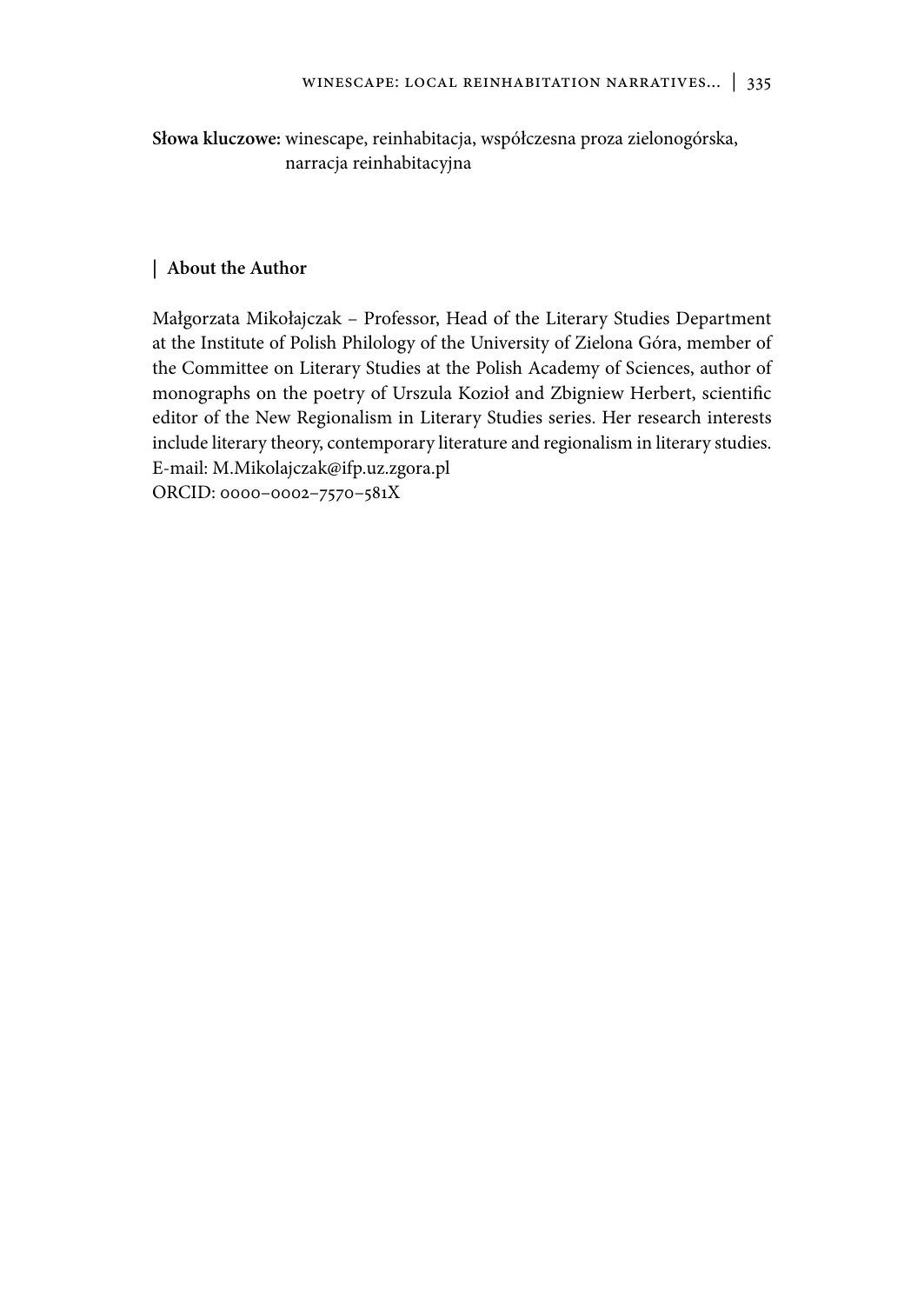**Słowa kluczowe:** winescape, reinhabitacja, współczesna proza zielonogórska, narracja reinhabitacyjna

## About the Author

Małgorzata Mikołajczak – Professor, Head of the Literary Studies Department at the Institute of Polish Philology of the University of Zielona Góra, member of the Committee on Literary Studies at the Polish Academy of Sciences, author of monographs on the poetry of Urszula Kozioł and Zbigniew Herbert, scientific editor of the New Regionalism in Literary Studies series. Her research interests include literary theory, contemporary literature and regionalism in literary studies.
E-mail: M.Mikolajczak@ifp.uz.zgora.pl
ORCID: 0000–0002–7570–581X